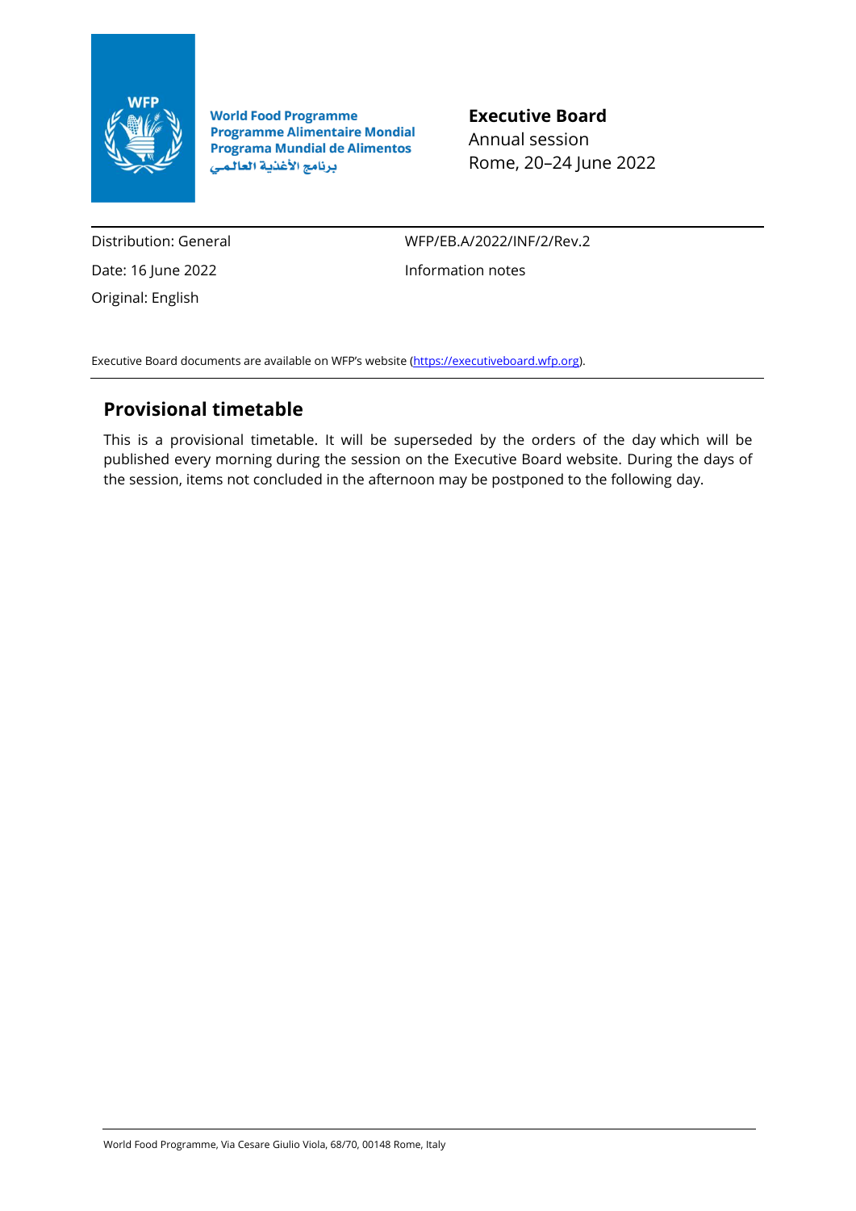World Food Programme
Programme Alimentaire Mondial
Programa Mundial de Alimentos
برنامج الأغذية العالمي

**Executive Board**
Annual session
Rome, 20–24 June 2022

| | |
|---|---|
| Distribution: General | WFP/EB.A/2022/INF/2/Rev.2 |
| Date: 16 June 2022 | Information notes |
| Original: English | |

Executive Board documents are available on WFP's website (https://executiveboard.wfp.org).

## Provisional timetable

This is a provisional timetable. It will be superseded by the orders of the day which will be published every morning during the session on the Executive Board website. During the days of the session, items not concluded in the afternoon may be postponed to the following day.

World Food Programme, Via Cesare Giulio Viola, 68/70, 00148 Rome, Italy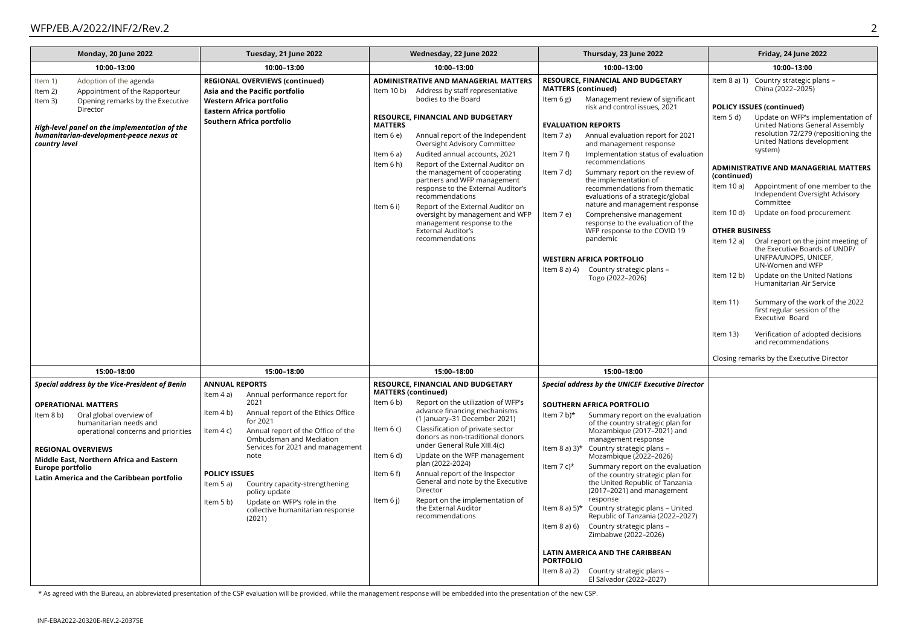| Monday, 20 June 2022 | Tuesday, 21 June 2022 | Wednesday, 22 June 2022 | Thursday, 23 June 2022 | Friday, 24 June 2022 |
|---|---|---|---|---|
| **10:00–13:00** | **10:00–13:00** | **10:00–13:00** | **10:00–13:00** | **10:00–13:00** |
| Item 1) Adoption of the agenda<br>Item 2) Appointment of the Rapporteur<br>Item 3) Opening remarks by the Executive Director<br><br>***High-level panel on the implementation of the humanitarian-development-peace nexus at country level*** | **REGIONAL OVERVIEWS (continued)**<br>**Asia and the Pacific portfolio**<br>**Western Africa portfolio**<br>**Eastern Africa portfolio**<br>**Southern Africa portfolio** | **ADMINISTRATIVE AND MANAGERIAL MATTERS**<br>Item 10 b) Address by staff representative bodies to the Board<br><br>**RESOURCE, FINANCIAL AND BUDGETARY MATTERS**<br>Item 6 e) Annual report of the Independent Oversight Advisory Committee<br>Item 6 a) Audited annual accounts, 2021<br>Item 6 h) Report of the External Auditor on the management of cooperating partners and WFP management response to the External Auditor's recommendations<br>Item 6 i) Report of the External Auditor on oversight by management and WFP management response to the External Auditor's recommendations | **RESOURCE, FINANCIAL AND BUDGETARY MATTERS (continued)**<br>Item 6 g) Management review of significant risk and control issues, 2021<br><br>**EVALUATION REPORTS**<br>Item 7 a) Annual evaluation report for 2021 and management response<br>Item 7 f) Implementation status of evaluation recommendations<br>Item 7 d) Summary report on the review of the implementation of recommendations from thematic evaluations of a strategic/global nature and management response<br>Item 7 e) Comprehensive management response to the evaluation of the WFP response to the COVID 19 pandemic<br><br>**WESTERN AFRICA PORTFOLIO**<br>Item 8 a) 4) Country strategic plans – Togo (2022–2026) | Item 8 a) 1) Country strategic plans – China (2022–2025)<br><br>**POLICY ISSUES (continued)**<br>Item 5 d) Update on WFP's implementation of United Nations General Assembly resolution 72/279 (repositioning the United Nations development system)<br><br>**ADMINISTRATIVE AND MANAGERIAL MATTERS (continued)**<br>Item 10 a) Appointment of one member to the Independent Oversight Advisory Committee<br>Item 10 d) Update on food procurement<br><br>**OTHER BUSINESS**<br>Item 12 a) Oral report on the joint meeting of the Executive Boards of UNDP/UNFPA/UNOPS, UNICEF, UN-Women and WFP<br>Item 12 b) Update on the United Nations Humanitarian Air Service<br><br>Item 11) Summary of the work of the 2022 first regular session of the Executive Board<br><br>Item 13) Verification of adopted decisions and recommendations<br><br>Closing remarks by the Executive Director |
| **15:00–18:00** | **15:00–18:00** | **15:00–18:00** | **15:00–18:00** | |
| ***Special address by the Vice-President of Benin***<br><br>**OPERATIONAL MATTERS**<br>Item 8 b) Oral global overview of humanitarian needs and operational concerns and priorities<br><br>**REGIONAL OVERVIEWS**<br>**Middle East, Northern Africa and Eastern Europe portfolio**<br>**Latin America and the Caribbean portfolio** | **ANNUAL REPORTS**<br>Item 4 a) Annual performance report for 2021<br>Item 4 b) Annual report of the Ethics Office for 2021<br>Item 4 c) Annual report of the Office of the Ombudsman and Mediation Services for 2021 and management note<br><br>**POLICY ISSUES**<br>Item 5 a) Country capacity-strengthening policy update<br>Item 5 b) Update on WFP's role in the collective humanitarian response (2021) | **RESOURCE, FINANCIAL AND BUDGETARY MATTERS (continued)**<br>Item 6 b) Report on the utilization of WFP's advance financing mechanisms (1 January–31 December 2021)<br>Item 6 c) Classification of private sector donors as non-traditional donors under General Rule XIII.4(c)<br>Item 6 d) Update on the WFP management plan (2022-2024)<br>Item 6 f) Annual report of the Inspector General and note by the Executive Director<br>Item 6 j) Report on the implementation of the External Auditor recommendations | ***Special address by the UNICEF Executive Director***<br><br>**SOUTHERN AFRICA PORTFOLIO**<br>Item 7 b)* Summary report on the evaluation of the country strategic plan for Mozambique (2017–2021) and management response<br>Item 8 a) 3)* Country strategic plans – Mozambique (2022–2026)<br>Item 7 c)* Summary report on the evaluation of the country strategic plan for the United Republic of Tanzania (2017–2021) and management response<br>Item 8 a) 5)* Country strategic plans – United Republic of Tanzania (2022–2027)<br>Item 8 a) 6) Country strategic plans – Zimbabwe (2022–2026)<br><br>**LATIN AMERICA AND THE CARIBBEAN PORTFOLIO**<br>Item 8 a) 2) Country strategic plans – El Salvador (2022–2027) | |

* As agreed with the Bureau, an abbreviated presentation of the CSP evaluation will be provided, while the management response will be embedded into the presentation of the new CSP.

INF-EBA2022-20320E-REV.2-20375E